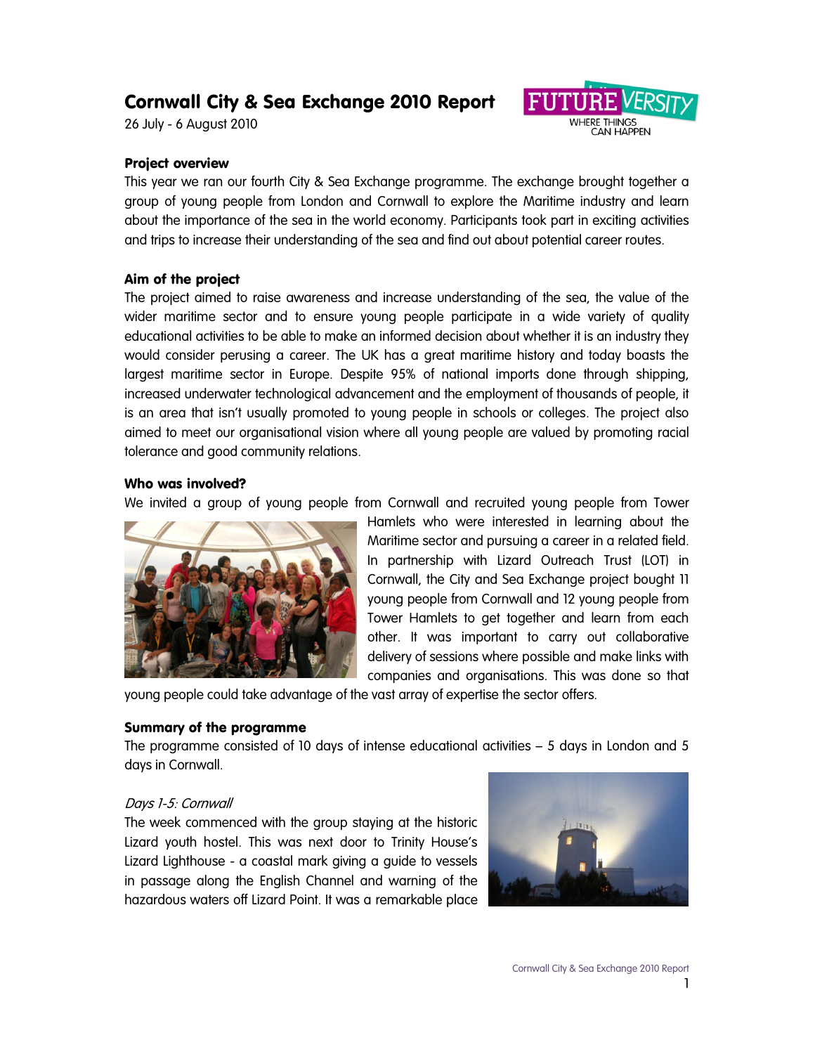# Cornwall City & Sea Exchange 2010 Report

26 July - 6 August 2010

FUTUREVERSITY
WHERE THINGS CAN HAPPEN

**Project overview**

This year we ran our fourth City & Sea Exchange programme. The exchange brought together a group of young people from London and Cornwall to explore the Maritime industry and learn about the importance of the sea in the world economy. Participants took part in exciting activities and trips to increase their understanding of the sea and find out about potential career routes.

**Aim of the project**

The project aimed to raise awareness and increase understanding of the sea, the value of the wider maritime sector and to ensure young people participate in a wide variety of quality educational activities to be able to make an informed decision about whether it is an industry they would consider perusing a career. The UK has a great maritime history and today boasts the largest maritime sector in Europe. Despite 95% of national imports done through shipping, increased underwater technological advancement and the employment of thousands of people, it is an area that isn't usually promoted to young people in schools or colleges. The project also aimed to meet our organisational vision where all young people are valued by promoting racial tolerance and good community relations.

**Who was involved?**

We invited a group of young people from Cornwall and recruited young people from Tower Hamlets who were interested in learning about the Maritime sector and pursuing a career in a related field. In partnership with Lizard Outreach Trust (LOT) in Cornwall, the City and Sea Exchange project bought 11 young people from Cornwall and 12 young people from Tower Hamlets to get together and learn from each other. It was important to carry out collaborative delivery of sessions where possible and make links with companies and organisations. This was done so that young people could take advantage of the vast array of expertise the sector offers.

**Summary of the programme**

The programme consisted of 10 days of intense educational activities – 5 days in London and 5 days in Cornwall.

*Days 1-5: Cornwall*

The week commenced with the group staying at the historic Lizard youth hostel. This was next door to Trinity House's Lizard Lighthouse - a coastal mark giving a guide to vessels in passage along the English Channel and warning of the hazardous waters off Lizard Point. It was a remarkable place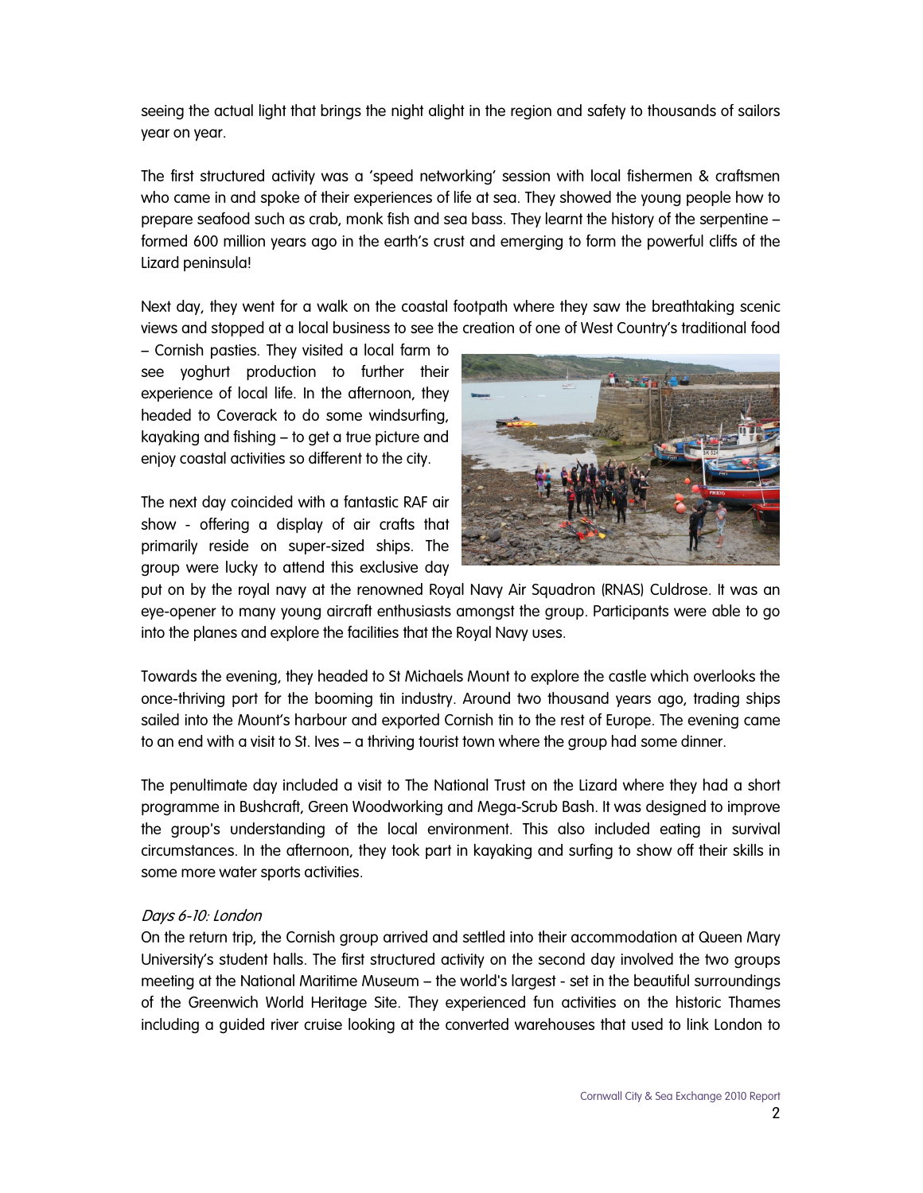seeing the actual light that brings the night alight in the region and safety to thousands of sailors year on year.

The first structured activity was a 'speed networking' session with local fishermen & craftsmen who came in and spoke of their experiences of life at sea. They showed the young people how to prepare seafood such as crab, monk fish and sea bass. They learnt the history of the serpentine – formed 600 million years ago in the earth's crust and emerging to form the powerful cliffs of the Lizard peninsula!

Next day, they went for a walk on the coastal footpath where they saw the breathtaking scenic views and stopped at a local business to see the creation of one of West Country's traditional food – Cornish pasties. They visited a local farm to see yoghurt production to further their experience of local life. In the afternoon, they headed to Coverack to do some windsurfing, kayaking and fishing – to get a true picture and enjoy coastal activities so different to the city.

The next day coincided with a fantastic RAF air show - offering a display of air crafts that primarily reside on super-sized ships. The group were lucky to attend this exclusive day put on by the royal navy at the renowned Royal Navy Air Squadron (RNAS) Culdrose. It was an eye-opener to many young aircraft enthusiasts amongst the group. Participants were able to go into the planes and explore the facilities that the Royal Navy uses.

Towards the evening, they headed to St Michaels Mount to explore the castle which overlooks the once-thriving port for the booming tin industry. Around two thousand years ago, trading ships sailed into the Mount's harbour and exported Cornish tin to the rest of Europe. The evening came to an end with a visit to St. Ives – a thriving tourist town where the group had some dinner.

The penultimate day included a visit to The National Trust on the Lizard where they had a short programme in Bushcraft, Green Woodworking and Mega-Scrub Bash. It was designed to improve the group's understanding of the local environment. This also included eating in survival circumstances. In the afternoon, they took part in kayaking and surfing to show off their skills in some more water sports activities.

*Days 6-10: London*

On the return trip, the Cornish group arrived and settled into their accommodation at Queen Mary University's student halls. The first structured activity on the second day involved the two groups meeting at the National Maritime Museum – the world's largest - set in the beautiful surroundings of the Greenwich World Heritage Site. They experienced fun activities on the historic Thames including a guided river cruise looking at the converted warehouses that used to link London to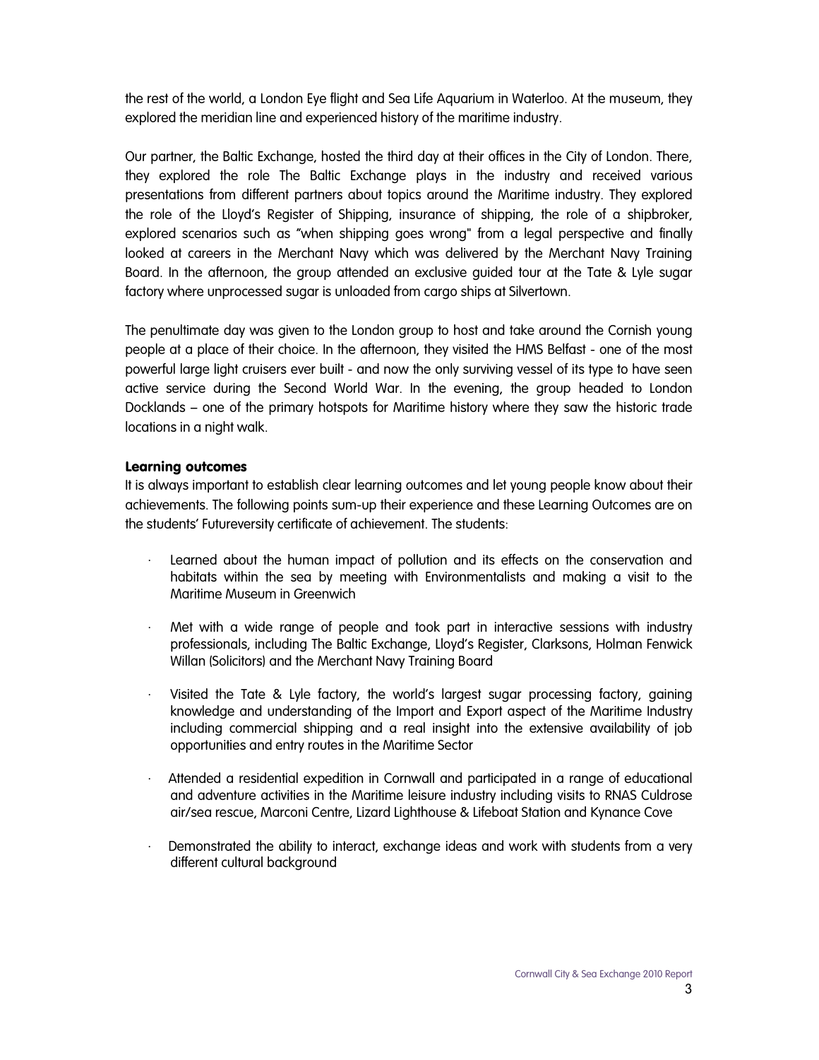the rest of the world, a London Eye flight and Sea Life Aquarium in Waterloo. At the museum, they explored the meridian line and experienced history of the maritime industry.

Our partner, the Baltic Exchange, hosted the third day at their offices in the City of London. There, they explored the role The Baltic Exchange plays in the industry and received various presentations from different partners about topics around the Maritime industry. They explored the role of the Lloyd's Register of Shipping, insurance of shipping, the role of a shipbroker, explored scenarios such as "when shipping goes wrong" from a legal perspective and finally looked at careers in the Merchant Navy which was delivered by the Merchant Navy Training Board. In the afternoon, the group attended an exclusive guided tour at the Tate & Lyle sugar factory where unprocessed sugar is unloaded from cargo ships at Silvertown.

The penultimate day was given to the London group to host and take around the Cornish young people at a place of their choice. In the afternoon, they visited the HMS Belfast - one of the most powerful large light cruisers ever built - and now the only surviving vessel of its type to have seen active service during the Second World War. In the evening, the group headed to London Docklands – one of the primary hotspots for Maritime history where they saw the historic trade locations in a night walk.

**Learning outcomes**

It is always important to establish clear learning outcomes and let young people know about their achievements. The following points sum-up their experience and these Learning Outcomes are on the students' Futureversity certificate of achievement. The students:

- Learned about the human impact of pollution and its effects on the conservation and habitats within the sea by meeting with Environmentalists and making a visit to the Maritime Museum in Greenwich
- Met with a wide range of people and took part in interactive sessions with industry professionals, including The Baltic Exchange, Lloyd's Register, Clarksons, Holman Fenwick Willan (Solicitors) and the Merchant Navy Training Board
- Visited the Tate & Lyle factory, the world's largest sugar processing factory, gaining knowledge and understanding of the Import and Export aspect of the Maritime Industry including commercial shipping and a real insight into the extensive availability of job opportunities and entry routes in the Maritime Sector
- Attended a residential expedition in Cornwall and participated in a range of educational and adventure activities in the Maritime leisure industry including visits to RNAS Culdrose air/sea rescue, Marconi Centre, Lizard Lighthouse & Lifeboat Station and Kynance Cove
- Demonstrated the ability to interact, exchange ideas and work with students from a very different cultural background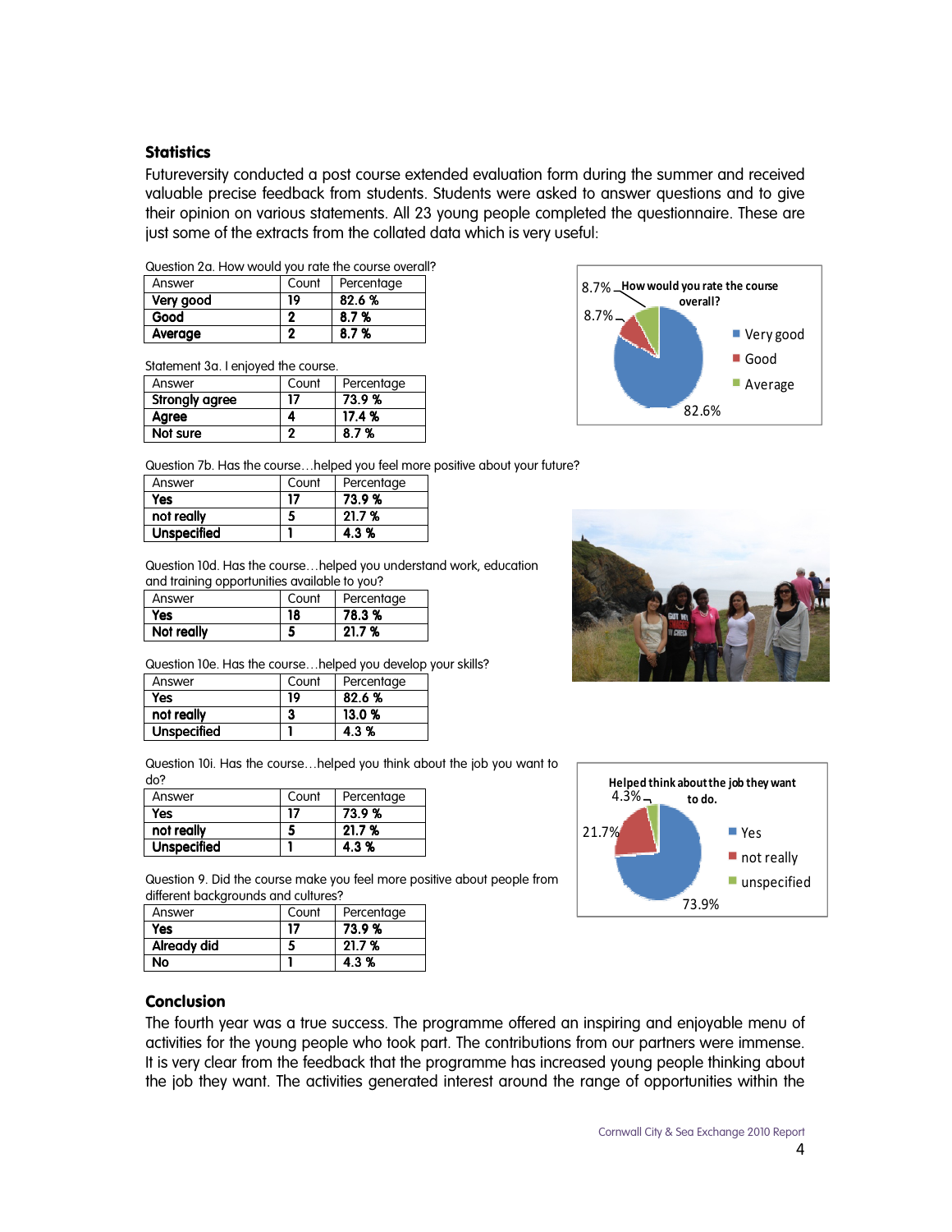## Statistics

Futureversity conducted a post course extended evaluation form during the summer and received valuable precise feedback from students. Students were asked to answer questions and to give their opinion on various statements. All 23 young people completed the questionnaire. These are just some of the extracts from the collated data which is very useful:

Question 2a. How would you rate the course overall?

| Answer | Count | Percentage |
|---|---|---|
| **Very good** | **19** | **82.6 %** |
| **Good** | **2** | **8.7 %** |
| **Average** | **2** | **8.7 %** |

Statement 3a. I enjoyed the course.

| Answer | Count | Percentage |
|---|---|---|
| **Strongly agree** | **17** | **73.9 %** |
| **Agree** | **4** | **17.4 %** |
| **Not sure** | **2** | **8.7 %** |

Question 7b. Has the course…helped you feel more positive about your future?

| Answer | Count | Percentage |
|---|---|---|
| **Yes** | **17** | **73.9 %** |
| **not really** | **5** | **21.7 %** |
| **Unspecified** | **1** | **4.3 %** |

Question 10d. Has the course…helped you understand work, education and training opportunities available to you?

| Answer | Count | Percentage |
|---|---|---|
| **Yes** | **18** | **78.3 %** |
| **Not really** | **5** | **21.7 %** |

Question 10e. Has the course…helped you develop your skills?

| Answer | Count | Percentage |
|---|---|---|
| **Yes** | **19** | **82.6 %** |
| **not really** | **3** | **13.0 %** |
| **Unspecified** | **1** | **4.3 %** |

Question 10i. Has the course…helped you think about the job you want to do?

| Answer | Count | Percentage |
|---|---|---|
| **Yes** | **17** | **73.9 %** |
| **not really** | **5** | **21.7 %** |
| **Unspecified** | **1** | **4.3 %** |

Question 9. Did the course make you feel more positive about people from different backgrounds and cultures?

| Answer | Count | Percentage |
|---|---|---|
| **Yes** | **17** | **73.9 %** |
| **Already did** | **5** | **21.7 %** |
| **No** | **1** | **4.3 %** |

## Conclusion

The fourth year was a true success. The programme offered an inspiring and enjoyable menu of activities for the young people who took part. The contributions from our partners were immense. It is very clear from the feedback that the programme has increased young people thinking about the job they want. The activities generated interest around the range of opportunities within the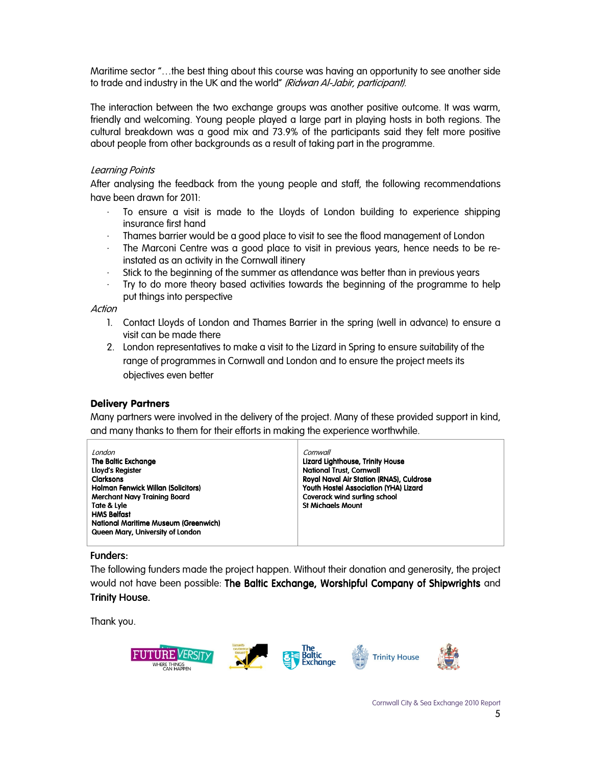Maritime sector "…the best thing about this course was having an opportunity to see another side to trade and industry in the UK and the world" *(Ridwan Al-Jabir, participant).*

The interaction between the two exchange groups was another positive outcome. It was warm, friendly and welcoming. Young people played a large part in playing hosts in both regions. The cultural breakdown was a good mix and 73.9% of the participants said they felt more positive about people from other backgrounds as a result of taking part in the programme.

*Learning Points*

After analysing the feedback from the young people and staff, the following recommendations have been drawn for 2011:

- To ensure a visit is made to the Lloyds of London building to experience shipping insurance first hand
- Thames barrier would be a good place to visit to see the flood management of London
- The Marconi Centre was a good place to visit in previous years, hence needs to be re-instated as an activity in the Cornwall itinery
- Stick to the beginning of the summer as attendance was better than in previous years
- Try to do more theory based activities towards the beginning of the programme to help put things into perspective

*Action*

1. Contact Lloyds of London and Thames Barrier in the spring (well in advance) to ensure a visit can be made there
2. London representatives to make a visit to the Lizard in Spring to ensure suitability of the range of programmes in Cornwall and London and to ensure the project meets its objectives even better

**Delivery Partners**

Many partners were involved in the delivery of the project. Many of these provided support in kind, and many thanks to them for their efforts in making the experience worthwhile.

| *London* | *Cornwall* |
|---|---|
| **The Baltic Exchange** | **Lizard Lighthouse, Trinity House** |
| **Lloyd's Register** | **National Trust, Cornwall** |
| **Clarksons** | **Royal Naval Air Station (RNAS), Culdrose** |
| **Holman Fenwick Willan (Solicitors)** | **Youth Hostel Association (YHA) Lizard** |
| **Merchant Navy Training Board** | **Coverack wind surfing school** |
| **Tate & Lyle** | **St Michaels Mount** |
| **HMS Belfast** | |
| **National Maritime Museum (Greenwich)** | |
| **Queen Mary, University of London** | |

**Funders:**

The following funders made the project happen. Without their donation and generosity, the project would not have been possible: **The Baltic Exchange, Worshipful Company of Shipwrights** and **Trinity House.**

Thank you.

FUTUREVERSITY WHERE THINGS CAN HAPPEN

The Baltic Exchange

Trinity House